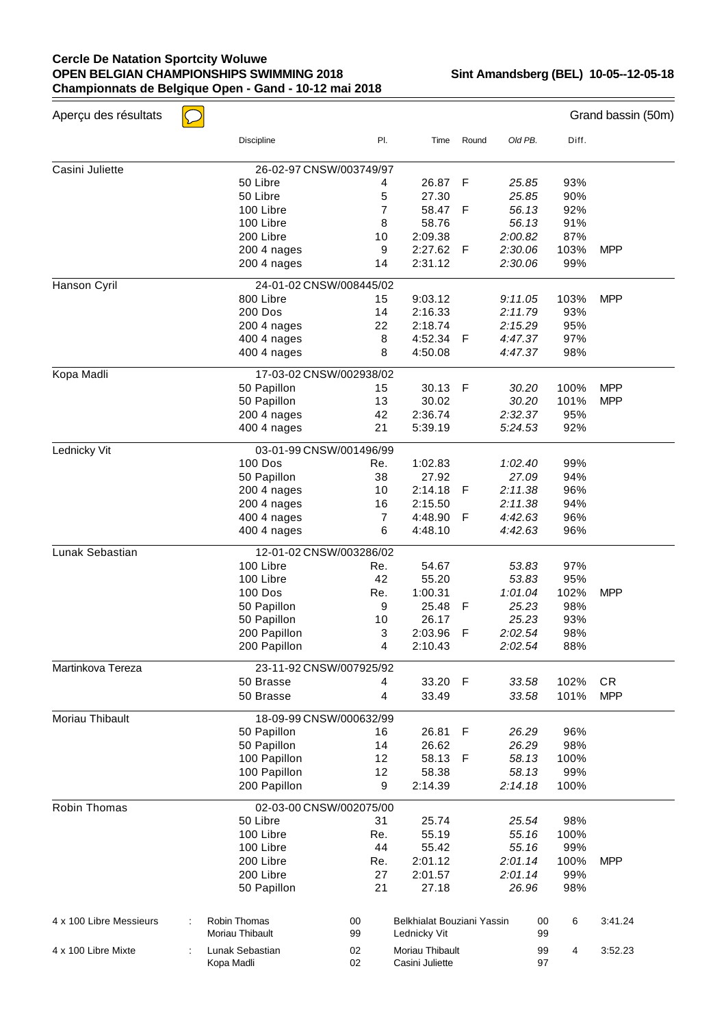**Cercle De Natation Sportcity Woluwe**
**OPEN BELGIAN CHAMPIONSHIPS SWIMMING 2018** — **Sint Amandsberg (BEL) 10-05--12-05-18**
**Championnats de Belgique Open - Gand - 10-12 mai 2018**

Aperçu des résultats — Grand bassin (50m)

| | Discipline | Pl. | Time | Round | Old PB. | Diff. | |
|---|---|---|---|---|---|---|---|
| Casini Juliette | 26-02-97 CNSW/003749/97 | | | | | | |
| | 50 Libre | 4 | 26.87 | F | 25.85 | 93% | |
| | 50 Libre | 5 | 27.30 | | 25.85 | 90% | |
| | 100 Libre | 7 | 58.47 | F | 56.13 | 92% | |
| | 100 Libre | 8 | 58.76 | | 56.13 | 91% | |
| | 200 Libre | 10 | 2:09.38 | | 2:00.82 | 87% | |
| | 200 4 nages | 9 | 2:27.62 | F | 2:30.06 | 103% | MPP |
| | 200 4 nages | 14 | 2:31.12 | | 2:30.06 | 99% | |
| Hanson Cyril | 24-01-02 CNSW/008445/02 | | | | | | |
| | 800 Libre | 15 | 9:03.12 | | 9:11.05 | 103% | MPP |
| | 200 Dos | 14 | 2:16.33 | | 2:11.79 | 93% | |
| | 200 4 nages | 22 | 2:18.74 | | 2:15.29 | 95% | |
| | 400 4 nages | 8 | 4:52.34 | F | 4:47.37 | 97% | |
| | 400 4 nages | 8 | 4:50.08 | | 4:47.37 | 98% | |
| Kopa Madli | 17-03-02 CNSW/002938/02 | | | | | | |
| | 50 Papillon | 15 | 30.13 | F | 30.20 | 100% | MPP |
| | 50 Papillon | 13 | 30.02 | | 30.20 | 101% | MPP |
| | 200 4 nages | 42 | 2:36.74 | | 2:32.37 | 95% | |
| | 400 4 nages | 21 | 5:39.19 | | 5:24.53 | 92% | |
| Lednicky Vit | 03-01-99 CNSW/001496/99 | | | | | | |
| | 100 Dos | Re. | 1:02.83 | | 1:02.40 | 99% | |
| | 50 Papillon | 38 | 27.92 | | 27.09 | 94% | |
| | 200 4 nages | 10 | 2:14.18 | F | 2:11.38 | 96% | |
| | 200 4 nages | 16 | 2:15.50 | | 2:11.38 | 94% | |
| | 400 4 nages | 7 | 4:48.90 | F | 4:42.63 | 96% | |
| | 400 4 nages | 6 | 4:48.10 | | 4:42.63 | 96% | |
| Lunak Sebastian | 12-01-02 CNSW/003286/02 | | | | | | |
| | 100 Libre | Re. | 54.67 | | 53.83 | 97% | |
| | 100 Libre | 42 | 55.20 | | 53.83 | 95% | |
| | 100 Dos | Re. | 1:00.31 | | 1:01.04 | 102% | MPP |
| | 50 Papillon | 9 | 25.48 | F | 25.23 | 98% | |
| | 50 Papillon | 10 | 26.17 | | 25.23 | 93% | |
| | 200 Papillon | 3 | 2:03.96 | F | 2:02.54 | 98% | |
| | 200 Papillon | 4 | 2:10.43 | | 2:02.54 | 88% | |
| Martinkova Tereza | 23-11-92 CNSW/007925/92 | | | | | | |
| | 50 Brasse | 4 | 33.20 | F | 33.58 | 102% | CR |
| | 50 Brasse | 4 | 33.49 | | 33.58 | 101% | MPP |
| Moriau Thibault | 18-09-99 CNSW/000632/99 | | | | | | |
| | 50 Papillon | 16 | 26.81 | F | 26.29 | 96% | |
| | 50 Papillon | 14 | 26.62 | | 26.29 | 98% | |
| | 100 Papillon | 12 | 58.13 | F | 58.13 | 100% | |
| | 100 Papillon | 12 | 58.38 | | 58.13 | 99% | |
| | 200 Papillon | 9 | 2:14.39 | | 2:14.18 | 100% | |
| Robin Thomas | 02-03-00 CNSW/002075/00 | | | | | | |
| | 50 Libre | 31 | 25.74 | | 25.54 | 98% | |
| | 100 Libre | Re. | 55.19 | | 55.16 | 100% | |
| | 100 Libre | 44 | 55.42 | | 55.16 | 99% | |
| | 200 Libre | Re. | 2:01.12 | | 2:01.14 | 100% | MPP |
| | 200 Libre | 27 | 2:01.57 | | 2:01.14 | 99% | |
| | 50 Papillon | 21 | 27.18 | | 26.96 | 98% | |

| Relay | Swimmer | Year | Swimmer | Year | Pl. | Time |
|---|---|---|---|---|---|---|
| 4 x 100 Libre Messieurs | Robin Thomas | 00 | Belkhialat Bouziani Yassin | 00 | 6 | 3:41.24 |
| | Moriau Thibault | 99 | Lednicky Vit | 99 | | |
| 4 x 100 Libre Mixte | Lunak Sebastian | 02 | Moriau Thibault | 99 | 4 | 3:52.23 |
| | Kopa Madli | 02 | Casini Juliette | 97 | | |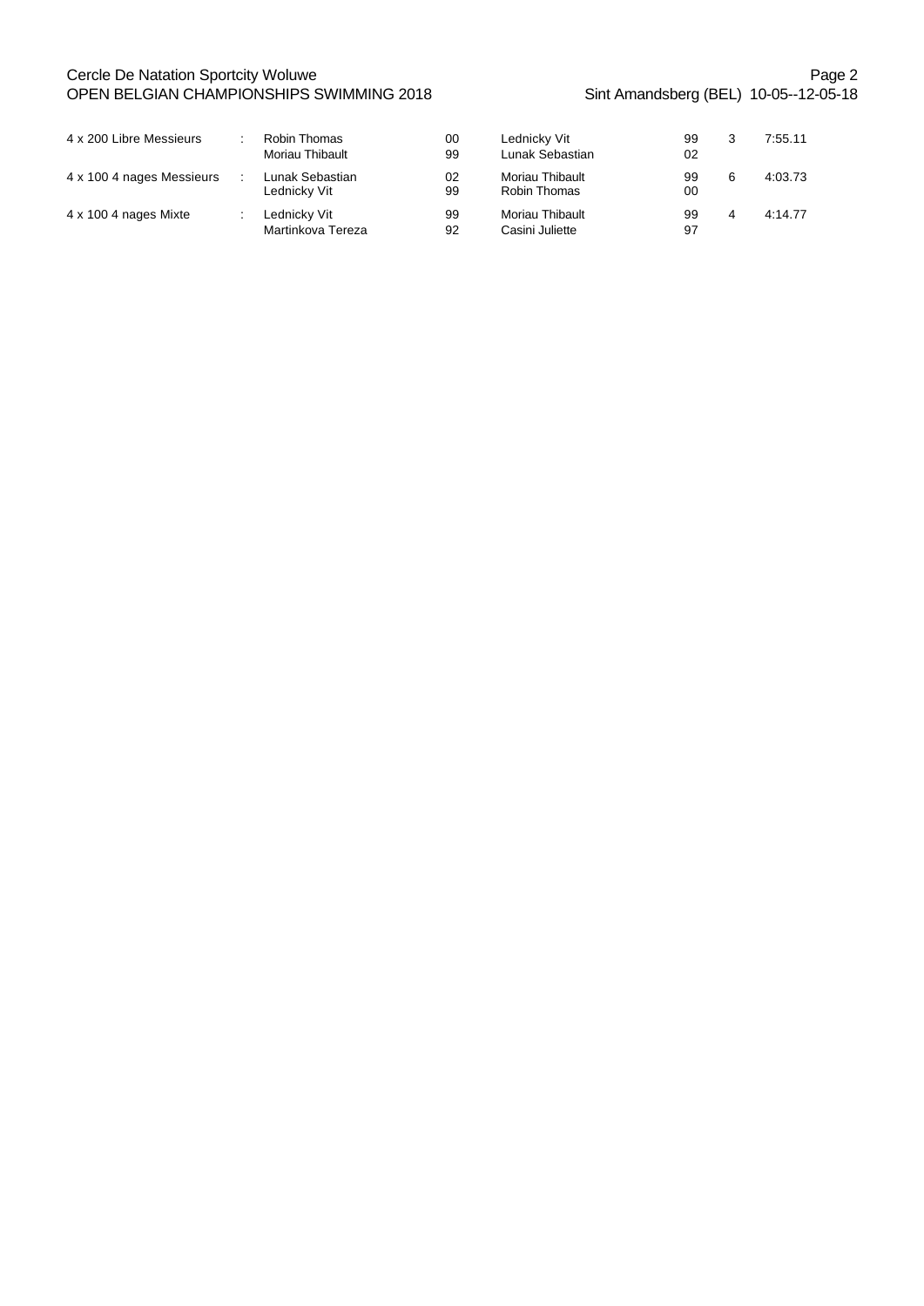| | | | | | | | |
|---|---|---|---|---|---|---|---|
| 4 x 200 Libre Messieurs | : | Robin Thomas | 00 | Lednicky Vit | 99 | 3 | 7:55.11 |
| | | Moriau Thibault | 99 | Lunak Sebastian | 02 | | |
| 4 x 100 4 nages Messieurs | : | Lunak Sebastian | 02 | Moriau Thibault | 99 | 6 | 4:03.73 |
| | | Lednicky Vit | 99 | Robin Thomas | 00 | | |
| 4 x 100 4 nages Mixte | : | Lednicky Vit | 99 | Moriau Thibault | 99 | 4 | 4:14.77 |
| | | Martinkova Tereza | 92 | Casini Juliette | 97 | | |